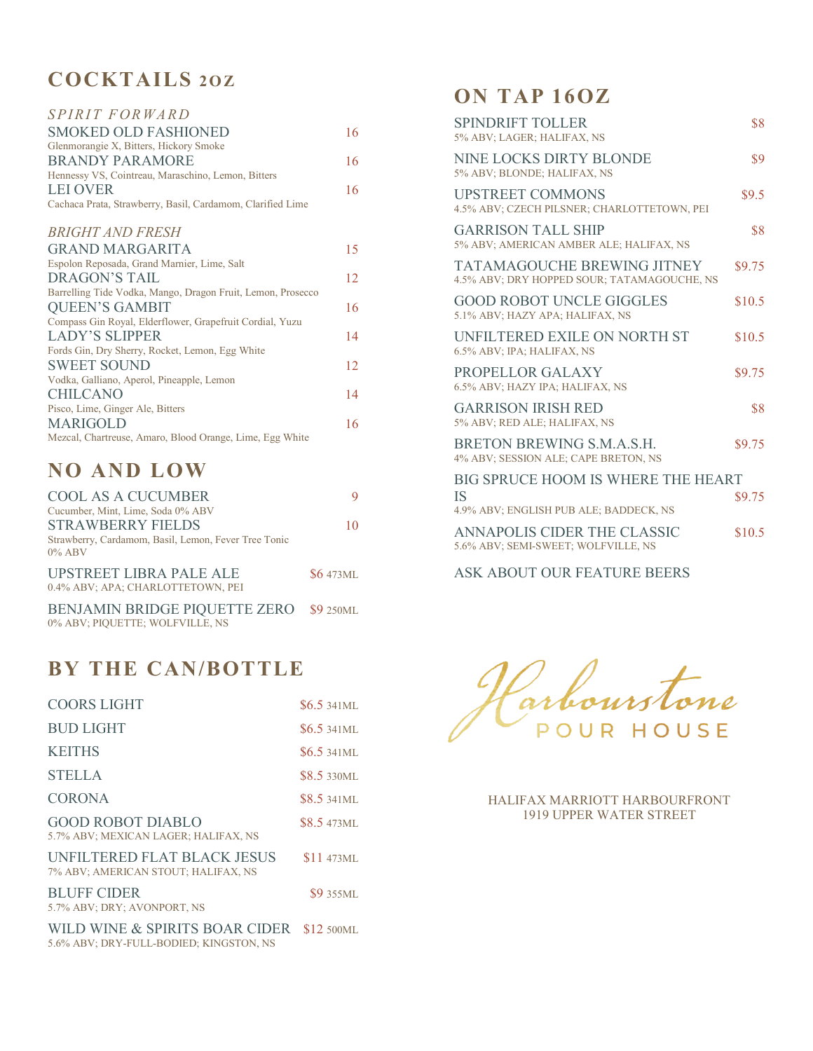## COCKTAILS 2OZ

### *SPIRIT FORWARD*

SMOKED OLD FASHIONED — 16
Glenmorangie X, Bitters, Hickory Smoke

BRANDY PARAMORE — 16
Hennessy VS, Cointreau, Maraschino, Lemon, Bitters

LEI OVER — 16
Cachaca Prata, Strawberry, Basil, Cardamom, Clarified Lime

### *BRIGHT AND FRESH*

GRAND MARGARITA — 15
Espolon Reposada, Grand Marnier, Lime, Salt

DRAGON'S TAIL — 12
Barrelling Tide Vodka, Mango, Dragon Fruit, Lemon, Prosecco

QUEEN'S GAMBIT — 16
Compass Gin Royal, Elderflower, Grapefruit Cordial, Yuzu

LADY'S SLIPPER — 14
Fords Gin, Dry Sherry, Rocket, Lemon, Egg White

SWEET SOUND — 12
Vodka, Galliano, Aperol, Pineapple, Lemon

CHILCANO — 14
Pisco, Lime, Ginger Ale, Bitters

MARIGOLD — 16
Mezcal, Chartreuse, Amaro, Blood Orange, Lime, Egg White

## NO AND LOW

COOL AS A CUCUMBER — 9
Cucumber, Mint, Lime, Soda 0% ABV

STRAWBERRY FIELDS — 10
Strawberry, Cardamom, Basil, Lemon, Fever Tree Tonic 0% ABV

UPSTREET LIBRA PALE ALE — $6 473ML
0.4% ABV; APA; CHARLOTTETOWN, PEI

BENJAMIN BRIDGE PIQUETTE ZERO — $9 250ML
0% ABV; PIQUETTE; WOLFVILLE, NS

## BY THE CAN/BOTTLE

COORS LIGHT — $6.5 341ML

BUD LIGHT — $6.5 341ML

KEITHS — $6.5 341ML

STELLA — $8.5 330ML

CORONA — $8.5 341ML

GOOD ROBOT DIABLO — $8.5 473ML
5.7% ABV; MEXICAN LAGER; HALIFAX, NS

UNFILTERED FLAT BLACK JESUS — $11 473ML
7% ABV; AMERICAN STOUT; HALIFAX, NS

BLUFF CIDER — $9 355ML
5.7% ABV; DRY; AVONPORT, NS

WILD WINE & SPIRITS BOAR CIDER — $12 500ML
5.6% ABV; DRY-FULL-BODIED; KINGSTON, NS

## ON TAP 16OZ

SPINDRIFT TOLLER — $8
5% ABV; LAGER; HALIFAX, NS

NINE LOCKS DIRTY BLONDE — $9
5% ABV; BLONDE; HALIFAX, NS

UPSTREET COMMONS — $9.5
4.5% ABV; CZECH PILSNER; CHARLOTTETOWN, PEI

GARRISON TALL SHIP — $8
5% ABV; AMERICAN AMBER ALE; HALIFAX, NS

TATAMAGOUCHE BREWING JITNEY — $9.75
4.5% ABV; DRY HOPPED SOUR; TATAMAGOUCHE, NS

GOOD ROBOT UNCLE GIGGLES — $10.5
5.1% ABV; HAZY APA; HALIFAX, NS

UNFILTERED EXILE ON NORTH ST — $10.5
6.5% ABV; IPA; HALIFAX, NS

PROPELLOR GALAXY — $9.75
6.5% ABV; HAZY IPA; HALIFAX, NS

GARRISON IRISH RED — $8
5% ABV; RED ALE; HALIFAX, NS

BRETON BREWING S.M.A.S.H. — $9.75
4% ABV; SESSION ALE; CAPE BRETON, NS

BIG SPRUCE HOOM IS WHERE THE HEART IS — $9.75
4.9% ABV; ENGLISH PUB ALE; BADDECK, NS

ANNAPOLIS CIDER THE CLASSIC — $10.5
5.6% ABV; SEMI-SWEET; WOLFVILLE, NS

ASK ABOUT OUR FEATURE BEERS

Harbourstone
POUR HOUSE

HALIFAX MARRIOTT HARBOURFRONT
1919 UPPER WATER STREET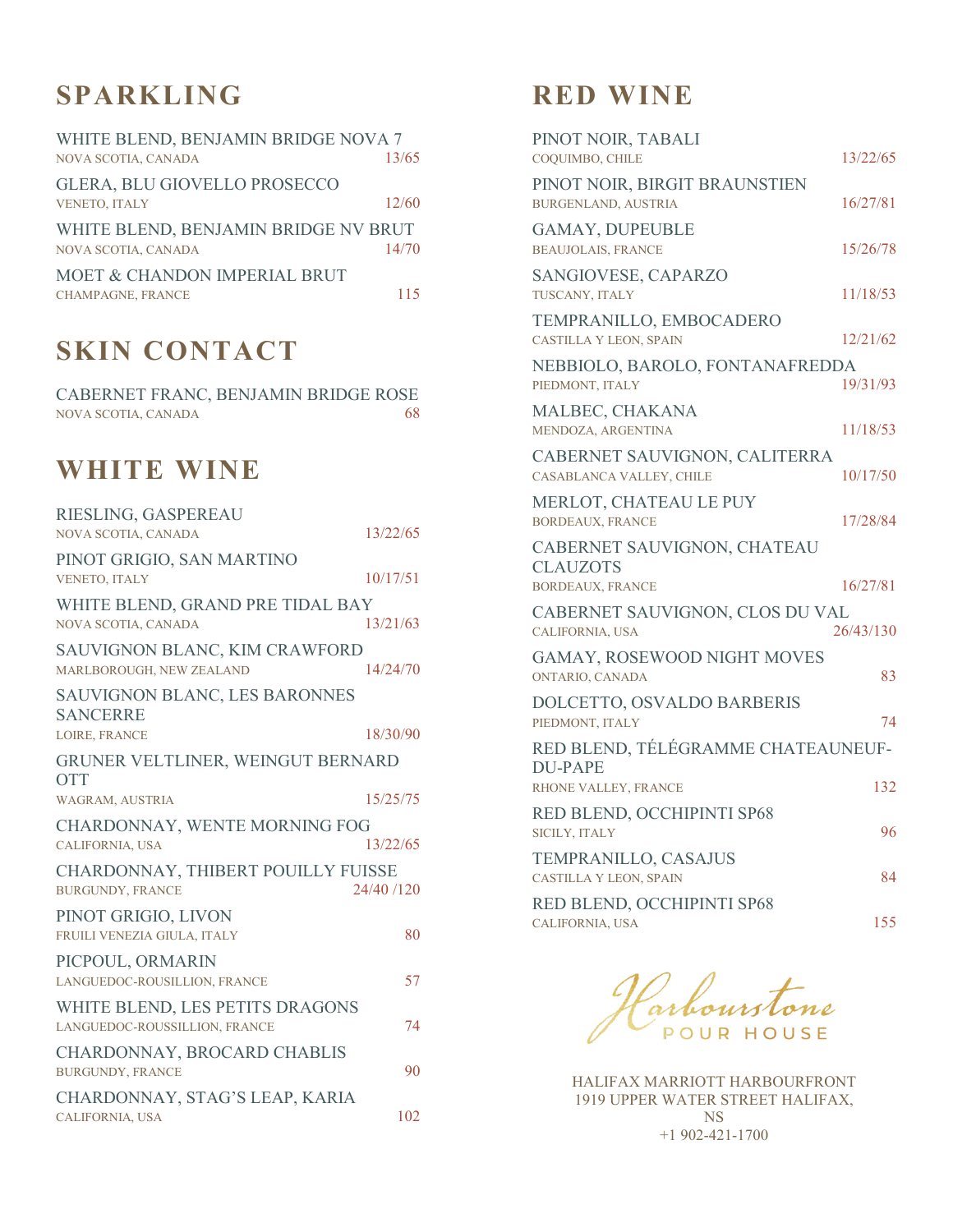## SPARKLING

WHITE BLEND, BENJAMIN BRIDGE NOVA 7
NOVA SCOTIA, CANADA 13/65

GLERA, BLU GIOVELLO PROSECCO
VENETO, ITALY 12/60

WHITE BLEND, BENJAMIN BRIDGE NV BRUT
NOVA SCOTIA, CANADA 14/70

MOET & CHANDON IMPERIAL BRUT
CHAMPAGNE, FRANCE 115

## SKIN CONTACT

CABERNET FRANC, BENJAMIN BRIDGE ROSE
NOVA SCOTIA, CANADA 68

## WHITE WINE

RIESLING, GASPEREAU
NOVA SCOTIA, CANADA 13/22/65

PINOT GRIGIO, SAN MARTINO
VENETO, ITALY 10/17/51

WHITE BLEND, GRAND PRE TIDAL BAY
NOVA SCOTIA, CANADA 13/21/63

SAUVIGNON BLANC, KIM CRAWFORD
MARLBOROUGH, NEW ZEALAND 14/24/70

SAUVIGNON BLANC, LES BARONNES SANCERRE
LOIRE, FRANCE 18/30/90

GRUNER VELTLINER, WEINGUT BERNARD OTT
WAGRAM, AUSTRIA 15/25/75

CHARDONNAY, WENTE MORNING FOG
CALIFORNIA, USA 13/22/65

CHARDONNAY, THIBERT POUILLY FUISSE
BURGUNDY, FRANCE 24/40 /120

PINOT GRIGIO, LIVON
FRUILI VENEZIA GIULA, ITALY 80

PICPOUL, ORMARIN
LANGUEDOC-ROUSILLION, FRANCE 57

WHITE BLEND, LES PETITS DRAGONS
LANGUEDOC-ROUSSILLION, FRANCE 74

CHARDONNAY, BROCARD CHABLIS
BURGUNDY, FRANCE 90

CHARDONNAY, STAG'S LEAP, KARIA
CALIFORNIA, USA 102

## RED WINE

PINOT NOIR, TABALI
COQUIMBO, CHILE 13/22/65

PINOT NOIR, BIRGIT BRAUNSTIEN
BURGENLAND, AUSTRIA 16/27/81

GAMAY, DUPEUBLE
BEAUJOLAIS, FRANCE 15/26/78

SANGIOVESE, CAPARZO
TUSCANY, ITALY 11/18/53

TEMPRANILLO, EMBOCADERO
CASTILLA Y LEON, SPAIN 12/21/62

NEBBIOLO, BAROLO, FONTANAFREDDA
PIEDMONT, ITALY 19/31/93

MALBEC, CHAKANA
MENDOZA, ARGENTINA 11/18/53

CABERNET SAUVIGNON, CALITERRA
CASABLANCA VALLEY, CHILE 10/17/50

MERLOT, CHATEAU LE PUY
BORDEAUX, FRANCE 17/28/84

CABERNET SAUVIGNON, CHATEAU CLAUZOTS
BORDEAUX, FRANCE 16/27/81

CABERNET SAUVIGNON, CLOS DU VAL
CALIFORNIA, USA 26/43/130

GAMAY, ROSEWOOD NIGHT MOVES
ONTARIO, CANADA 83

DOLCETTO, OSVALDO BARBERIS
PIEDMONT, ITALY 74

RED BLEND, TÉLÉGRAMME CHATEAUNEUF-DU-PAPE
RHONE VALLEY, FRANCE 132

RED BLEND, OCCHIPINTI SP68
SICILY, ITALY 96

TEMPRANILLO, CASAJUS
CASTILLA Y LEON, SPAIN 84

RED BLEND, OCCHIPINTI SP68
CALIFORNIA, USA 155

Harbourstone
POUR HOUSE

HALIFAX MARRIOTT HARBOURFRONT
1919 UPPER WATER STREET HALIFAX, NS
+1 902-421-1700